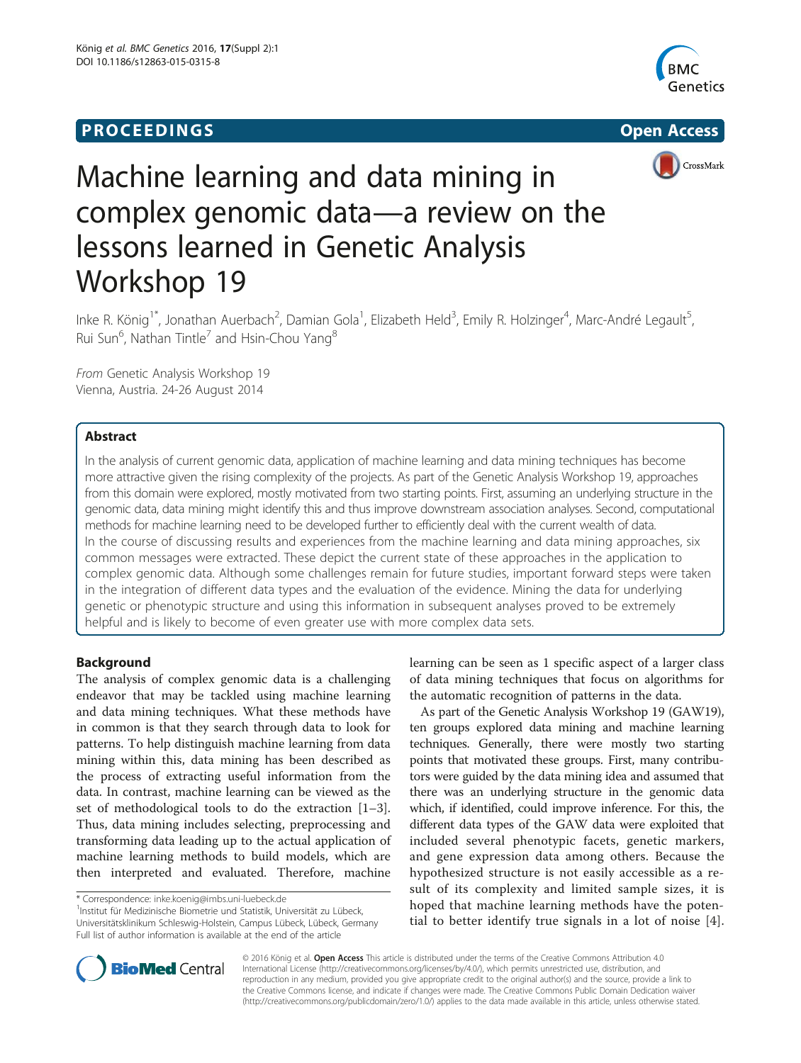**PROCEEDINGS** **Open Access**

# Machine learning and data mining in complex genomic data—a review on the lessons learned in Genetic Analysis Workshop 19

Inke R. König[1*], Jonathan Auerbach[2], Damian Gola[1], Elizabeth Held[3], Emily R. Holzinger[4], Marc-André Legault[5], Rui Sun[6], Nathan Tintle[7] and Hsin-Chou Yang[8]

*From* Genetic Analysis Workshop 19
Vienna, Austria. 24-26 August 2014

## Abstract

In the analysis of current genomic data, application of machine learning and data mining techniques has become more attractive given the rising complexity of the projects. As part of the Genetic Analysis Workshop 19, approaches from this domain were explored, mostly motivated from two starting points. First, assuming an underlying structure in the genomic data, data mining might identify this and thus improve downstream association analyses. Second, computational methods for machine learning need to be developed further to efficiently deal with the current wealth of data.

In the course of discussing results and experiences from the machine learning and data mining approaches, six common messages were extracted. These depict the current state of these approaches in the application to complex genomic data. Although some challenges remain for future studies, important forward steps were taken in the integration of different data types and the evaluation of the evidence. Mining the data for underlying genetic or phenotypic structure and using this information in subsequent analyses proved to be extremely helpful and is likely to become of even greater use with more complex data sets.

## Background

The analysis of complex genomic data is a challenging endeavor that may be tackled using machine learning and data mining techniques. What these methods have in common is that they search through data to look for patterns. To help distinguish machine learning from data mining within this, data mining has been described as the process of extracting useful information from the data. In contrast, machine learning can be viewed as the set of methodological tools to do the extraction [1–3]. Thus, data mining includes selecting, preprocessing and transforming data leading up to the actual application of machine learning methods to build models, which are then interpreted and evaluated. Therefore, machine learning can be seen as 1 specific aspect of a larger class of data mining techniques that focus on algorithms for the automatic recognition of patterns in the data.

As part of the Genetic Analysis Workshop 19 (GAW19), ten groups explored data mining and machine learning techniques. Generally, there were mostly two starting points that motivated these groups. First, many contributors were guided by the data mining idea and assumed that there was an underlying structure in the genomic data which, if identified, could improve inference. For this, the different data types of the GAW data were exploited that included several phenotypic facets, genetic markers, and gene expression data among others. Because the hypothesized structure is not easily accessible as a result of its complexity and limited sample sizes, it is hoped that machine learning methods have the potential to better identify true signals in a lot of noise [4].

* Correspondence: inke.koenig@imbs.uni-luebeck.de
[1]Institut für Medizinische Biometrie und Statistik, Universität zu Lübeck, Universitätsklinikum Schleswig-Holstein, Campus Lübeck, Lübeck, Germany
Full list of author information is available at the end of the article

© 2016 König et al. **Open Access** This article is distributed under the terms of the Creative Commons Attribution 4.0 International License (http://creativecommons.org/licenses/by/4.0/), which permits unrestricted use, distribution, and reproduction in any medium, provided you give appropriate credit to the original author(s) and the source, provide a link to the Creative Commons license, and indicate if changes were made. The Creative Commons Public Domain Dedication waiver (http://creativecommons.org/publicdomain/zero/1.0/) applies to the data made available in this article, unless otherwise stated.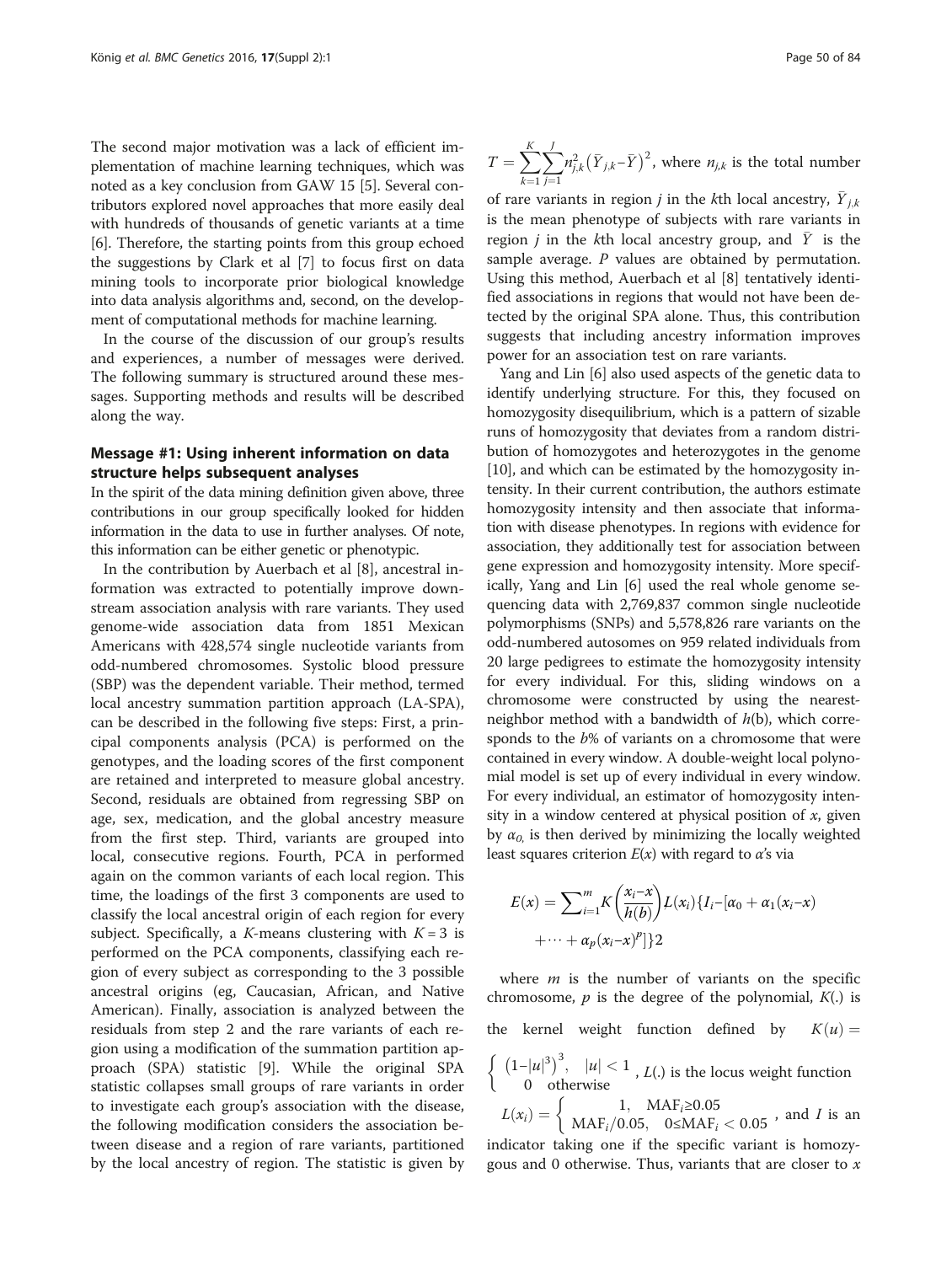The second major motivation was a lack of efficient implementation of machine learning techniques, which was noted as a key conclusion from GAW 15 [5]. Several contributors explored novel approaches that more easily deal with hundreds of thousands of genetic variants at a time [6]. Therefore, the starting points from this group echoed the suggestions by Clark et al [7] to focus first on data mining tools to incorporate prior biological knowledge into data analysis algorithms and, second, on the development of computational methods for machine learning.

In the course of the discussion of our group's results and experiences, a number of messages were derived. The following summary is structured around these messages. Supporting methods and results will be described along the way.

## Message #1: Using inherent information on data structure helps subsequent analyses

In the spirit of the data mining definition given above, three contributions in our group specifically looked for hidden information in the data to use in further analyses. Of note, this information can be either genetic or phenotypic.

In the contribution by Auerbach et al [8], ancestral information was extracted to potentially improve downstream association analysis with rare variants. They used genome-wide association data from 1851 Mexican Americans with 428,574 single nucleotide variants from odd-numbered chromosomes. Systolic blood pressure (SBP) was the dependent variable. Their method, termed local ancestry summation partition approach (LA-SPA), can be described in the following five steps: First, a principal components analysis (PCA) is performed on the genotypes, and the loading scores of the first component are retained and interpreted to measure global ancestry. Second, residuals are obtained from regressing SBP on age, sex, medication, and the global ancestry measure from the first step. Third, variants are grouped into local, consecutive regions. Fourth, PCA in performed again on the common variants of each local region. This time, the loadings of the first 3 components are used to classify the local ancestral origin of each region for every subject. Specifically, a $K$-means clustering with $K = 3$ is performed on the PCA components, classifying each region of every subject as corresponding to the 3 possible ancestral origins (eg, Caucasian, African, and Native American). Finally, association is analyzed between the residuals from step 2 and the rare variants of each region using a modification of the summation partition approach (SPA) statistic [9]. While the original SPA statistic collapses small groups of rare variants in order to investigate each group's association with the disease, the following modification considers the association between disease and a region of rare variants, partitioned by the local ancestry of region. The statistic is given by $T = \sum_{k=1}^{K}\sum_{j=1}^{J} n_{j,k}^2 \left(\bar{Y}_{j,k} - \bar{Y}\right)^2$, where $n_{j,k}$ is the total number of rare variants in region $j$ in the $k$th local ancestry, $\bar{Y}_{j,k}$ is the mean phenotype of subjects with rare variants in region $j$ in the $k$th local ancestry group, and $\bar{Y}$ is the sample average. $P$ values are obtained by permutation. Using this method, Auerbach et al [8] tentatively identified associations in regions that would not have been detected by the original SPA alone. Thus, this contribution suggests that including ancestry information improves power for an association test on rare variants.

Yang and Lin [6] also used aspects of the genetic data to identify underlying structure. For this, they focused on homozygosity disequilibrium, which is a pattern of sizable runs of homozygosity that deviates from a random distribution of homozygotes and heterozygotes in the genome [10], and which can be estimated by the homozygosity intensity. In their current contribution, the authors estimate homozygosity intensity and then associate that information with disease phenotypes. In regions with evidence for association, they additionally test for association between gene expression and homozygosity intensity. More specifically, Yang and Lin [6] used the real whole genome sequencing data with 2,769,837 common single nucleotide polymorphisms (SNPs) and 5,578,826 rare variants on the odd-numbered autosomes on 959 related individuals from 20 large pedigrees to estimate the homozygosity intensity for every individual. For this, sliding windows on a chromosome were constructed by using the nearest-neighbor method with a bandwidth of $h$(b), which corresponds to the $b$% of variants on a chromosome that were contained in every window. A double-weight local polynomial model is set up of every individual in every window. For every individual, an estimator of homozygosity intensity in a window centered at physical position of $x$, given by $\alpha_0$, is then derived by minimizing the locally weighted least squares criterion $E(x)$ with regard to $\alpha$'s via

$$E(x) = \sum_{i=1}^{m} K\left(\frac{x_i - x}{h(b)}\right) L(x_i)\{I_i - [\alpha_0 + \alpha_1(x_i - x) + \cdots + \alpha_p(x_i - x)^p]\}2$$

where $m$ is the number of variants on the specific chromosome, $p$ is the degree of the polynomial, $K$(.) is the kernel weight function defined by $K(u) = \begin{cases} \left(1 - |u|^3\right)^3, & |u| < 1 \\ 0 & \text{otherwise} \end{cases}$, $L$(.) is the locus weight function $L(x_i) = \begin{cases} 1, & \text{MAF}_i \geq 0.05 \\ \text{MAF}_i/0.05, & 0 \leq \text{MAF}_i < 0.05 \end{cases}$, and $I$ is an indicator taking one if the specific variant is homozygous and 0 otherwise. Thus, variants that are closer to $x$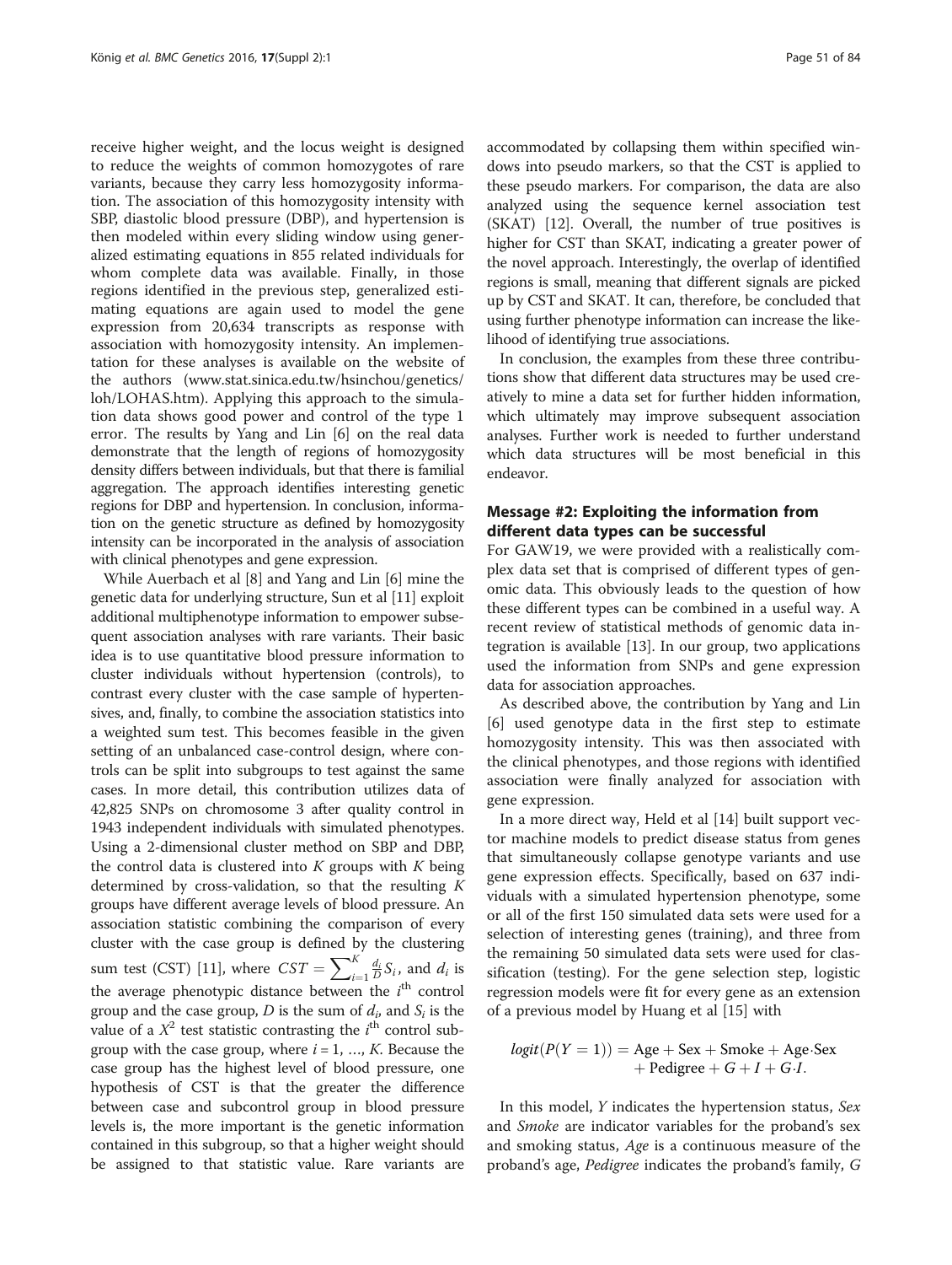receive higher weight, and the locus weight is designed to reduce the weights of common homozygotes of rare variants, because they carry less homozygosity information. The association of this homozygosity intensity with SBP, diastolic blood pressure (DBP), and hypertension is then modeled within every sliding window using generalized estimating equations in 855 related individuals for whom complete data was available. Finally, in those regions identified in the previous step, generalized estimating equations are again used to model the gene expression from 20,634 transcripts as response with association with homozygosity intensity. An implementation for these analyses is available on the website of the authors (www.stat.sinica.edu.tw/hsinchou/genetics/loh/LOHAS.htm). Applying this approach to the simulation data shows good power and control of the type 1 error. The results by Yang and Lin [6] on the real data demonstrate that the length of regions of homozygosity density differs between individuals, but that there is familial aggregation. The approach identifies interesting genetic regions for DBP and hypertension. In conclusion, information on the genetic structure as defined by homozygosity intensity can be incorporated in the analysis of association with clinical phenotypes and gene expression.

While Auerbach et al [8] and Yang and Lin [6] mine the genetic data for underlying structure, Sun et al [11] exploit additional multiphenotype information to empower subsequent association analyses with rare variants. Their basic idea is to use quantitative blood pressure information to cluster individuals without hypertension (controls), to contrast every cluster with the case sample of hypertensives, and, finally, to combine the association statistics into a weighted sum test. This becomes feasible in the given setting of an unbalanced case-control design, where controls can be split into subgroups to test against the same cases. In more detail, this contribution utilizes data of 42,825 SNPs on chromosome 3 after quality control in 1943 independent individuals with simulated phenotypes. Using a 2-dimensional cluster method on SBP and DBP, the control data is clustered into $K$ groups with $K$ being determined by cross-validation, so that the resulting $K$ groups have different average levels of blood pressure. An association statistic combining the comparison of every cluster with the case group is defined by the clustering sum test (CST) [11], where $CST = \sum_{i=1}^{K} \frac{d_i}{D} S_i$, and $d_i$ is the average phenotypic distance between the $i^{\text{th}}$ control group and the case group, $D$ is the sum of $d_i$, and $S_i$ is the value of a $X^2$ test statistic contrasting the $i^{\text{th}}$ control subgroup with the case group, where $i = 1, \ldots, K$. Because the case group has the highest level of blood pressure, one hypothesis of CST is that the greater the difference between case and subcontrol group in blood pressure levels is, the more important is the genetic information contained in this subgroup, so that a higher weight should be assigned to that statistic value. Rare variants are accommodated by collapsing them within specified windows into pseudo markers, so that the CST is applied to these pseudo markers. For comparison, the data are also analyzed using the sequence kernel association test (SKAT) [12]. Overall, the number of true positives is higher for CST than SKAT, indicating a greater power of the novel approach. Interestingly, the overlap of identified regions is small, meaning that different signals are picked up by CST and SKAT. It can, therefore, be concluded that using further phenotype information can increase the likelihood of identifying true associations.

In conclusion, the examples from these three contributions show that different data structures may be used creatively to mine a data set for further hidden information, which ultimately may improve subsequent association analyses. Further work is needed to further understand which data structures will be most beneficial in this endeavor.

## Message #2: Exploiting the information from different data types can be successful

For GAW19, we were provided with a realistically complex data set that is comprised of different types of genomic data. This obviously leads to the question of how these different types can be combined in a useful way. A recent review of statistical methods of genomic data integration is available [13]. In our group, two applications used the information from SNPs and gene expression data for association approaches.

As described above, the contribution by Yang and Lin [6] used genotype data in the first step to estimate homozygosity intensity. This was then associated with the clinical phenotypes, and those regions with identified association were finally analyzed for association with gene expression.

In a more direct way, Held et al [14] built support vector machine models to predict disease status from genes that simultaneously collapse genotype variants and use gene expression effects. Specifically, based on 637 individuals with a simulated hypertension phenotype, some or all of the first 150 simulated data sets were used for a selection of interesting genes (training), and three from the remaining 50 simulated data sets were used for classification (testing). For the gene selection step, logistic regression models were fit for every gene as an extension of a previous model by Huang et al [15] with

$$logit(P(Y = 1)) = \text{Age} + \text{Sex} + \text{Smoke} + \text{Age}{\cdot}\text{Sex} + \text{Pedigree} + G + I + G{\cdot}I.$$

In this model, $Y$ indicates the hypertension status, *Sex* and *Smoke* are indicator variables for the proband's sex and smoking status, *Age* is a continuous measure of the proband's age, *Pedigree* indicates the proband's family, $G$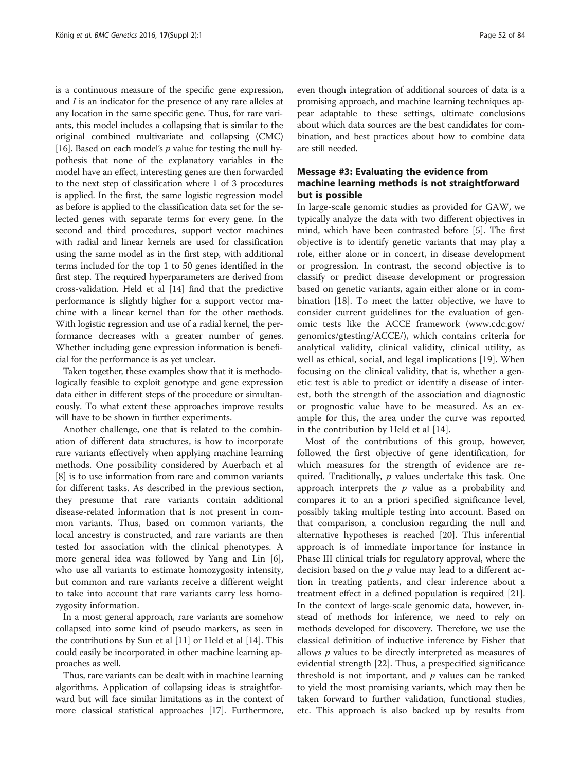is a continuous measure of the specific gene expression, and $I$ is an indicator for the presence of any rare alleles at any location in the same specific gene. Thus, for rare variants, this model includes a collapsing that is similar to the original combined multivariate and collapsing (CMC) [16]. Based on each model's $p$ value for testing the null hypothesis that none of the explanatory variables in the model have an effect, interesting genes are then forwarded to the next step of classification where 1 of 3 procedures is applied. In the first, the same logistic regression model as before is applied to the classification data set for the selected genes with separate terms for every gene. In the second and third procedures, support vector machines with radial and linear kernels are used for classification using the same model as in the first step, with additional terms included for the top 1 to 50 genes identified in the first step. The required hyperparameters are derived from cross-validation. Held et al [14] find that the predictive performance is slightly higher for a support vector machine with a linear kernel than for the other methods. With logistic regression and use of a radial kernel, the performance decreases with a greater number of genes. Whether including gene expression information is beneficial for the performance is as yet unclear.

Taken together, these examples show that it is methodologically feasible to exploit genotype and gene expression data either in different steps of the procedure or simultaneously. To what extent these approaches improve results will have to be shown in further experiments.

Another challenge, one that is related to the combination of different data structures, is how to incorporate rare variants effectively when applying machine learning methods. One possibility considered by Auerbach et al [8] is to use information from rare and common variants for different tasks. As described in the previous section, they presume that rare variants contain additional disease-related information that is not present in common variants. Thus, based on common variants, the local ancestry is constructed, and rare variants are then tested for association with the clinical phenotypes. A more general idea was followed by Yang and Lin [6], who use all variants to estimate homozygosity intensity, but common and rare variants receive a different weight to take into account that rare variants carry less homozygosity information.

In a most general approach, rare variants are somehow collapsed into some kind of pseudo markers, as seen in the contributions by Sun et al [11] or Held et al [14]. This could easily be incorporated in other machine learning approaches as well.

Thus, rare variants can be dealt with in machine learning algorithms. Application of collapsing ideas is straightforward but will face similar limitations as in the context of more classical statistical approaches [17]. Furthermore, even though integration of additional sources of data is a promising approach, and machine learning techniques appear adaptable to these settings, ultimate conclusions about which data sources are the best candidates for combination, and best practices about how to combine data are still needed.

## Message #3: Evaluating the evidence from machine learning methods is not straightforward but is possible

In large-scale genomic studies as provided for GAW, we typically analyze the data with two different objectives in mind, which have been contrasted before [5]. The first objective is to identify genetic variants that may play a role, either alone or in concert, in disease development or progression. In contrast, the second objective is to classify or predict disease development or progression based on genetic variants, again either alone or in combination [18]. To meet the latter objective, we have to consider current guidelines for the evaluation of genomic tests like the ACCE framework (www.cdc.gov/genomics/gtesting/ACCE/), which contains criteria for analytical validity, clinical validity, clinical utility, as well as ethical, social, and legal implications [19]. When focusing on the clinical validity, that is, whether a genetic test is able to predict or identify a disease of interest, both the strength of the association and diagnostic or prognostic value have to be measured. As an example for this, the area under the curve was reported in the contribution by Held et al [14].

Most of the contributions of this group, however, followed the first objective of gene identification, for which measures for the strength of evidence are required. Traditionally, $p$ values undertake this task. One approach interprets the $p$ value as a probability and compares it to an a priori specified significance level, possibly taking multiple testing into account. Based on that comparison, a conclusion regarding the null and alternative hypotheses is reached [20]. This inferential approach is of immediate importance for instance in Phase III clinical trials for regulatory approval, where the decision based on the $p$ value may lead to a different action in treating patients, and clear inference about a treatment effect in a defined population is required [21]. In the context of large-scale genomic data, however, instead of methods for inference, we need to rely on methods developed for discovery. Therefore, we use the classical definition of inductive inference by Fisher that allows $p$ values to be directly interpreted as measures of evidential strength [22]. Thus, a prespecified significance threshold is not important, and $p$ values can be ranked to yield the most promising variants, which may then be taken forward to further validation, functional studies, etc. This approach is also backed up by results from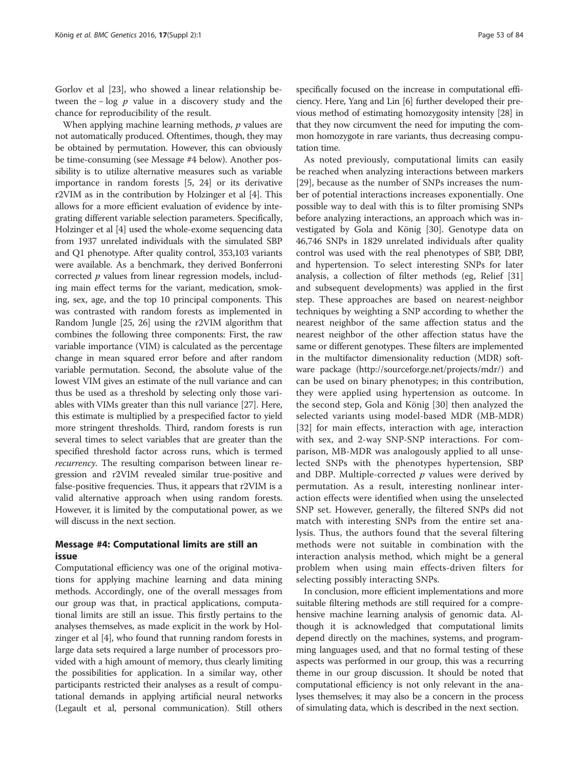Gorlov et al [23], who showed a linear relationship between the $-\log\ p$ value in a discovery study and the chance for reproducibility of the result.

When applying machine learning methods, $p$ values are not automatically produced. Oftentimes, though, they may be obtained by permutation. However, this can obviously be time-consuming (see Message #4 below). Another possibility is to utilize alternative measures such as variable importance in random forests [5, 24] or its derivative r2VIM as in the contribution by Holzinger et al [4]. This allows for a more efficient evaluation of evidence by integrating different variable selection parameters. Specifically, Holzinger et al [4] used the whole-exome sequencing data from 1937 unrelated individuals with the simulated SBP and Q1 phenotype. After quality control, 353,103 variants were available. As a benchmark, they derived Bonferroni corrected $p$ values from linear regression models, including main effect terms for the variant, medication, smoking, sex, age, and the top 10 principal components. This was contrasted with random forests as implemented in Random Jungle [25, 26] using the r2VIM algorithm that combines the following three components: First, the raw variable importance (VIM) is calculated as the percentage change in mean squared error before and after random variable permutation. Second, the absolute value of the lowest VIM gives an estimate of the null variance and can thus be used as a threshold by selecting only those variables with VIMs greater than this null variance [27]. Here, this estimate is multiplied by a prespecified factor to yield more stringent thresholds. Third, random forests is run several times to select variables that are greater than the specified threshold factor across runs, which is termed *recurrency*. The resulting comparison between linear regression and r2VIM revealed similar true-positive and false-positive frequencies. Thus, it appears that r2VIM is a valid alternative approach when using random forests. However, it is limited by the computational power, as we will discuss in the next section.

## Message #4: Computational limits are still an issue

Computational efficiency was one of the original motivations for applying machine learning and data mining methods. Accordingly, one of the overall messages from our group was that, in practical applications, computational limits are still an issue. This firstly pertains to the analyses themselves, as made explicit in the work by Holzinger et al [4], who found that running random forests in large data sets required a large number of processors provided with a high amount of memory, thus clearly limiting the possibilities for application. In a similar way, other participants restricted their analyses as a result of computational demands in applying artificial neural networks (Legault et al, personal communication). Still others specifically focused on the increase in computational efficiency. Here, Yang and Lin [6] further developed their previous method of estimating homozygosity intensity [28] in that they now circumvent the need for imputing the common homozygote in rare variants, thus decreasing computation time.

As noted previously, computational limits can easily be reached when analyzing interactions between markers [29], because as the number of SNPs increases the number of potential interactions increases exponentially. One possible way to deal with this is to filter promising SNPs before analyzing interactions, an approach which was investigated by Gola and König [30]. Genotype data on 46,746 SNPs in 1829 unrelated individuals after quality control was used with the real phenotypes of SBP, DBP, and hypertension. To select interesting SNPs for later analysis, a collection of filter methods (eg, Relief [31] and subsequent developments) was applied in the first step. These approaches are based on nearest-neighbor techniques by weighting a SNP according to whether the nearest neighbor of the same affection status and the nearest neighbor of the other affection status have the same or different genotypes. These filters are implemented in the multifactor dimensionality reduction (MDR) software package (http://sourceforge.net/projects/mdr/) and can be used on binary phenotypes; in this contribution, they were applied using hypertension as outcome. In the second step, Gola and König [30] then analyzed the selected variants using model-based MDR (MB-MDR) [32] for main effects, interaction with age, interaction with sex, and 2-way SNP-SNP interactions. For comparison, MB-MDR was analogously applied to all unselected SNPs with the phenotypes hypertension, SBP and DBP. Multiple-corrected $p$ values were derived by permutation. As a result, interesting nonlinear interaction effects were identified when using the unselected SNP set. However, generally, the filtered SNPs did not match with interesting SNPs from the entire set analysis. Thus, the authors found that the several filtering methods were not suitable in combination with the interaction analysis method, which might be a general problem when using main effects-driven filters for selecting possibly interacting SNPs.

In conclusion, more efficient implementations and more suitable filtering methods are still required for a comprehensive machine learning analysis of genomic data. Although it is acknowledged that computational limits depend directly on the machines, systems, and programming languages used, and that no formal testing of these aspects was performed in our group, this was a recurring theme in our group discussion. It should be noted that computational efficiency is not only relevant in the analyses themselves; it may also be a concern in the process of simulating data, which is described in the next section.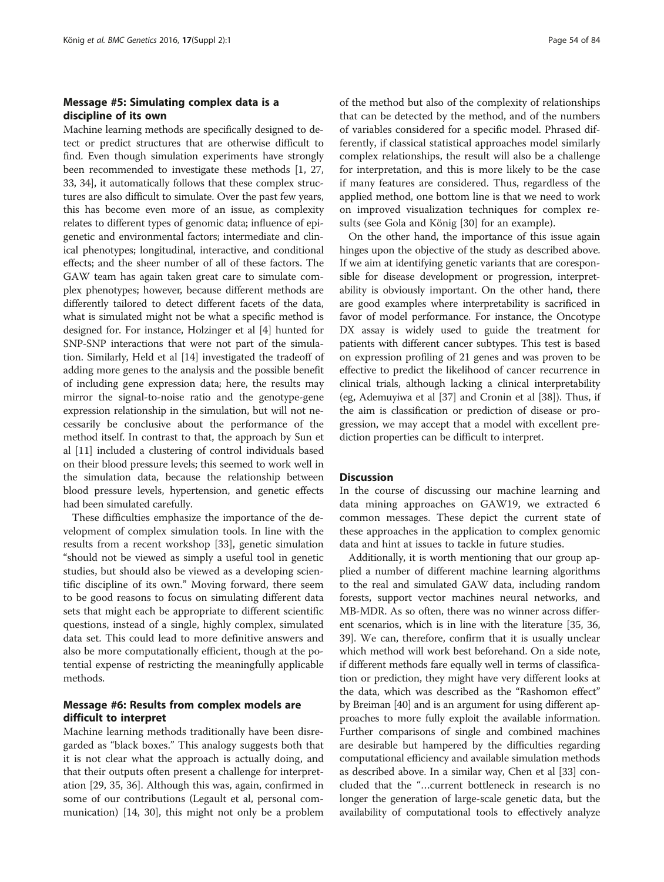### Message #5: Simulating complex data is a discipline of its own

Machine learning methods are specifically designed to detect or predict structures that are otherwise difficult to find. Even though simulation experiments have strongly been recommended to investigate these methods [1, 27, 33, 34], it automatically follows that these complex structures are also difficult to simulate. Over the past few years, this has become even more of an issue, as complexity relates to different types of genomic data; influence of epigenetic and environmental factors; intermediate and clinical phenotypes; longitudinal, interactive, and conditional effects; and the sheer number of all of these factors. The GAW team has again taken great care to simulate complex phenotypes; however, because different methods are differently tailored to detect different facets of the data, what is simulated might not be what a specific method is designed for. For instance, Holzinger et al [4] hunted for SNP-SNP interactions that were not part of the simulation. Similarly, Held et al [14] investigated the tradeoff of adding more genes to the analysis and the possible benefit of including gene expression data; here, the results may mirror the signal-to-noise ratio and the genotype-gene expression relationship in the simulation, but will not necessarily be conclusive about the performance of the method itself. In contrast to that, the approach by Sun et al [11] included a clustering of control individuals based on their blood pressure levels; this seemed to work well in the simulation data, because the relationship between blood pressure levels, hypertension, and genetic effects had been simulated carefully.

These difficulties emphasize the importance of the development of complex simulation tools. In line with the results from a recent workshop [33], genetic simulation "should not be viewed as simply a useful tool in genetic studies, but should also be viewed as a developing scientific discipline of its own." Moving forward, there seem to be good reasons to focus on simulating different data sets that might each be appropriate to different scientific questions, instead of a single, highly complex, simulated data set. This could lead to more definitive answers and also be more computationally efficient, though at the potential expense of restricting the meaningfully applicable methods.

### Message #6: Results from complex models are difficult to interpret

Machine learning methods traditionally have been disregarded as "black boxes." This analogy suggests both that it is not clear what the approach is actually doing, and that their outputs often present a challenge for interpretation [29, 35, 36]. Although this was, again, confirmed in some of our contributions (Legault et al, personal communication) [14, 30], this might not only be a problem of the method but also of the complexity of relationships that can be detected by the method, and of the numbers of variables considered for a specific model. Phrased differently, if classical statistical approaches model similarly complex relationships, the result will also be a challenge for interpretation, and this is more likely to be the case if many features are considered. Thus, regardless of the applied method, one bottom line is that we need to work on improved visualization techniques for complex results (see Gola and König [30] for an example).

On the other hand, the importance of this issue again hinges upon the objective of the study as described above. If we aim at identifying genetic variants that are coresponsible for disease development or progression, interpretability is obviously important. On the other hand, there are good examples where interpretability is sacrificed in favor of model performance. For instance, the Oncotype DX assay is widely used to guide the treatment for patients with different cancer subtypes. This test is based on expression profiling of 21 genes and was proven to be effective to predict the likelihood of cancer recurrence in clinical trials, although lacking a clinical interpretability (eg, Ademuyiwa et al [37] and Cronin et al [38]). Thus, if the aim is classification or prediction of disease or progression, we may accept that a model with excellent prediction properties can be difficult to interpret.

## Discussion

In the course of discussing our machine learning and data mining approaches on GAW19, we extracted 6 common messages. These depict the current state of these approaches in the application to complex genomic data and hint at issues to tackle in future studies.

Additionally, it is worth mentioning that our group applied a number of different machine learning algorithms to the real and simulated GAW data, including random forests, support vector machines neural networks, and MB-MDR. As so often, there was no winner across different scenarios, which is in line with the literature [35, 36, 39]. We can, therefore, confirm that it is usually unclear which method will work best beforehand. On a side note, if different methods fare equally well in terms of classification or prediction, they might have very different looks at the data, which was described as the "Rashomon effect" by Breiman [40] and is an argument for using different approaches to more fully exploit the available information. Further comparisons of single and combined machines are desirable but hampered by the difficulties regarding computational efficiency and available simulation methods as described above. In a similar way, Chen et al [33] concluded that the "…current bottleneck in research is no longer the generation of large-scale genetic data, but the availability of computational tools to effectively analyze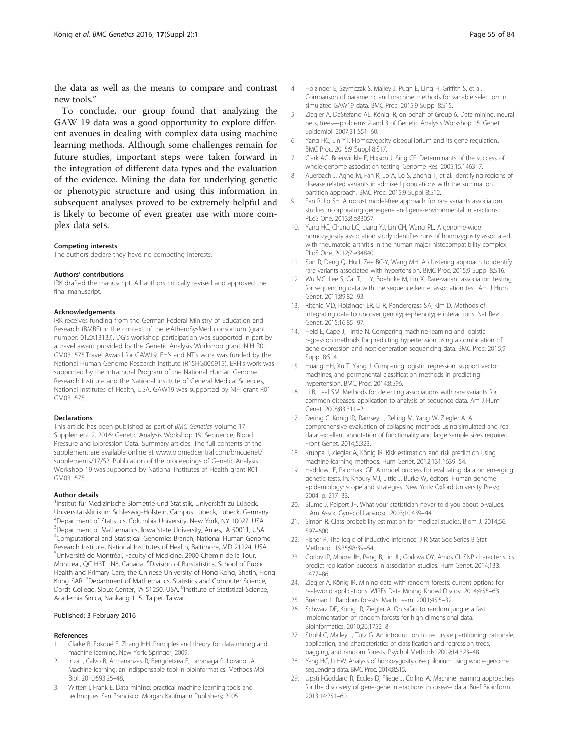the data as well as the means to compare and contrast new tools."

To conclude, our group found that analyzing the GAW 19 data was a good opportunity to explore different avenues in dealing with complex data using machine learning methods. Although some challenges remain for future studies, important steps were taken forward in the integration of different data types and the evaluation of the evidence. Mining the data for underlying genetic or phenotypic structure and using this information in subsequent analyses proved to be extremely helpful and is likely to become of even greater use with more complex data sets.

#### Competing interests

The authors declare they have no competing interests.

#### Authors' contributions

IRK drafted the manuscript. All authors critically revised and approved the final manuscript.

#### Acknowledgements

IRK receives funding from the German Federal Ministry of Education and Research (BMBF) in the context of the e:AtheroSysMed consortium (grant number: 01ZX1313J). DG's workshop participation was supported in part by a travel award provided by the Genetic Analysis Workshop grant, NIH R01 GM031575.Travel Award for GAW19. EH's and NT's work was funded by the National Human Genome Research Institute (R15HG006915). ERH's work was supported by the Intramural Program of the National Human Genome Research Institute and the National Institute of General Medical Sciences, National Institutes of Health, USA. GAW19 was supported by NIH grant R01 GM031575.

#### Declarations

This article has been published as part of *BMC Genetics* Volume 17 Supplement 2, 2016: Genetic Analysis Workshop 19: Sequence, Blood Pressure and Expression Data. Summary articles. The full contents of the supplement are available online at www.biomedcentral.com/bmcgenet/supplements/17/S2. Publication of the proceedings of Genetic Analysis Workshop 19 was supported by National Institutes of Health grant R01 GM031575.

#### Author details

[1]Institut für Medizinische Biometrie und Statistik, Universität zu Lübeck, Universitätsklinikum Schleswig-Holstein, Campus Lübeck, Lübeck, Germany. [2]Department of Statistics, Columbia University, New York, NY 10027, USA. [3]Department of Mathematics, Iowa State University, Ames, IA 50011, USA. [4]Computational and Statistical Genomics Branch, National Human Genome Research Institute, National Institutes of Health, Baltimore, MD 21224, USA. [5]Université de Montréal, Faculty of Medicine, 2900 Chemin de la Tour, Montreal, QC H3T 1N8, Canada. [6]Division of Biostatistics, School of Public Health and Primary Care, the Chinese University of Hong Kong, Shatin, Hong Kong SAR. [7]Department of Mathematics, Statistics and Computer Science, Dordt College, Sioux Center, IA 51250, USA. [8]Institute of Statistical Science, Academia Sinica, Nankang 115, Taipei, Taiwan.

Published: 3 February 2016

#### References

1. Clarke B, Fokoué E, Zhang HH. Principles and theory for data mining and machine learning. New York: Springer; 2009.
2. Inza I, Calvo B, Armananzas R, Bengoetxea E, Larranaga P, Lozano JA. Machine learning: an indispensable tool in bioinformatics. Methods Mol Biol. 2010;593:25–48.
3. Witten I, Frank E. Data mining: practical machine learning tools and techniques. San Francisco: Morgan Kaufmann Publishers; 2005.
4. Holzinger E, Szymczak S, Malley J, Pugh E, Ling H, Griffith S, et al. Comparison of parametric and machine methods for variable selection in simulated GAW19 data. BMC Proc. 2015;9 Suppl 8:S15.
5. Ziegler A, DeStefano AL, König IR, on behalf of Group 6. Data mining, neural nets, trees—problems 2 and 3 of Genetic Analysis Workshop 15. Genet Epidemiol. 2007;31:S51–60.
6. Yang HC, Lin YT. Homozygosity disequilibrium and its gene regulation. BMC Proc. 2015;9 Suppl 8:S17.
7. Clark AG, Boerwinkle E, Hixson J, Sing CF. Determinants of the success of whole-genome association testing. Genome Res. 2005;15:1463–7.
8. Auerbach J, Agne M, Fan R, Lo A, Lo S, Zheng T, et al. Identifying regions of disease related variants in admixed populations with the summation partition approach. BMC Proc. 2015;9 Suppl 8:S12.
9. Fan R, Lo SH. A robust model-free approach for rare variants association studies incorporating gene-gene and gene-environmental interactions. PLoS One. 2013;8:e83057.
10. Yang HC, Chang LC, Liang YJ, Lin CH, Wang PL. A genome-wide homozygosity association study identifies runs of homozygosity associated with rheumatoid arthritis in the human major histocompatibility complex. PLoS One. 2012;7:e34840.
11. Sun R, Deng Q, Hu I, Zee BC-Y, Wang MH. A clustering approach to identify rare variants associated with hypertension. BMC Proc. 2015;9 Suppl 8:S16.
12. Wu MC, Lee S, Cai T, Li Y, Boehnke M, Lin X. Rare-variant association testing for sequencing data with the sequence kernel association test. Am J Hum Genet. 2011;89:82–93.
13. Ritchie MD, Holzinger ER, Li R, Pendergrass SA, Kim D. Methods of integrating data to uncover genotype-phenotype interactions. Nat Rev Genet. 2015;16:85–97.
14. Held E, Cape J, Tintle N. Comparing machine learning and logistic regression methods for predicting hypertension using a combination of gene expression and next-generation sequencing data. BMC Proc. 2015;9 Suppl 8:S14.
15. Huang HH, Xu T, Yang J. Comparing logistic regression, support vector machines, and permanental classification methods in predicting hypertension. BMC Proc. 2014;8:S96.
16. Li B, Leal SM. Methods for detecting associations with rare variants for common diseases: application to analysis of sequence data. Am J Hum Genet. 2008;83:311–21.
17. Dering C, König IR, Ramsey L, Relling M, Yang W, Ziegler A. A comprehensive evaluation of collapsing methods using simulated and real data: excellent annotation of functionality and large sample sizes required. Front Genet. 2014;5:323.
18. Kruppa J, Ziegler A, König IR. Risk estimation and risk prediction using machine-learning methods. Hum Genet. 2012;131:1639–54.
19. Haddow JE, Palomaki GE. A model process for evaluating data on emerging genetic tests. In: Khoury MJ, Little J, Burke W, editors. Human genome epidemiology: scope and strategies. New York: Oxford University Press; 2004. p. 217–33.
20. Blume J, Peipert JF. What your statistician never told you about p-values. J Am Assoc Gynecol Laparosc. 2003;10:439–44.
21. Simon R. Class probability estimation for medical studies. Biom J. 2014;56:597–600.
22. Fisher R. The logic of inductive inference. J R Stat Soc Series B Stat Methodol. 1935;98:39–54.
23. Gorlov IP, Moore JH, Peng B, Jin JL, Gorlova OY, Amos CI. SNP characteristics predict replication success in association studies. Hum Genet. 2014;133:1477–86.
24. Ziegler A, König IR. Mining data with random forests: current options for real-world applications. WIREs Data Mining Knowl Discov. 2014;4:55–63.
25. Breiman L. Random forests. Mach Learn. 2001;45:5–32.
26. Schwarz DF, König IR, Ziegler A. On safari to random jungle: a fast implementation of random forests for high dimensional data. Bioinformatics. 2010;26:1752–8.
27. Strobl C, Malley J, Tutz G. An introduction to recursive partitioning: rationale, application, and characteristics of classification and regression trees, bagging, and random forests. Psychol Methods. 2009;14:323–48.
28. Yang HC, Li HW. Analysis of homozygosity disequilibrium using whole-genome sequencing data. BMC Proc. 2014;8:S15.
29. Upstill-Goddard R, Eccles D, Fliege J, Collins A. Machine learning approaches for the discovery of gene-gene interactions in disease data. Brief Bioinform. 2013;14:251–60.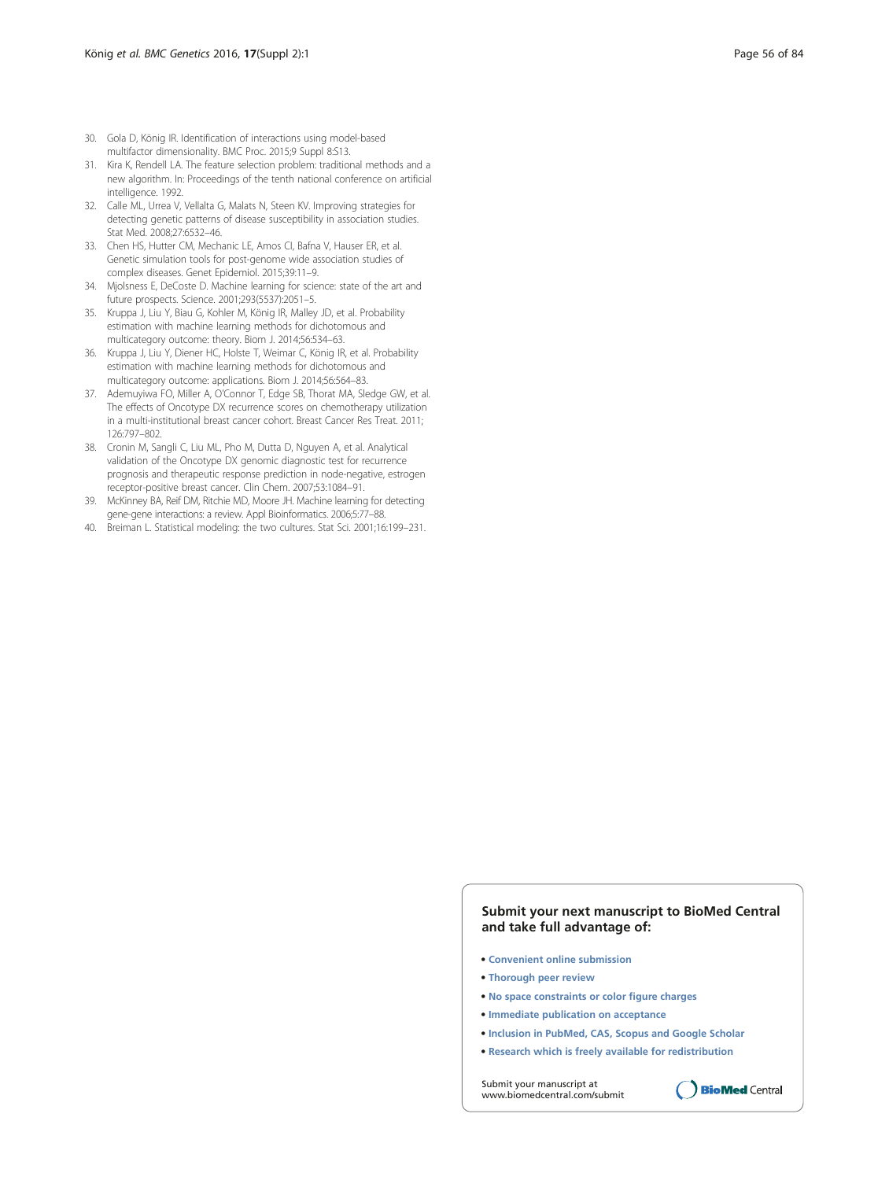30. Gola D, König IR. Identification of interactions using model-based multifactor dimensionality. BMC Proc. 2015;9 Suppl 8:S13.
31. Kira K, Rendell LA. The feature selection problem: traditional methods and a new algorithm. In: Proceedings of the tenth national conference on artificial intelligence. 1992.
32. Calle ML, Urrea V, Vellalta G, Malats N, Steen KV. Improving strategies for detecting genetic patterns of disease susceptibility in association studies. Stat Med. 2008;27:6532–46.
33. Chen HS, Hutter CM, Mechanic LE, Amos CI, Bafna V, Hauser ER, et al. Genetic simulation tools for post-genome wide association studies of complex diseases. Genet Epidemiol. 2015;39:11–9.
34. Mjolsness E, DeCoste D. Machine learning for science: state of the art and future prospects. Science. 2001;293(5537):2051–5.
35. Kruppa J, Liu Y, Biau G, Kohler M, König IR, Malley JD, et al. Probability estimation with machine learning methods for dichotomous and multicategory outcome: theory. Biom J. 2014;56:534–63.
36. Kruppa J, Liu Y, Diener HC, Holste T, Weimar C, König IR, et al. Probability estimation with machine learning methods for dichotomous and multicategory outcome: applications. Biom J. 2014;56:564–83.
37. Ademuyiwa FO, Miller A, O'Connor T, Edge SB, Thorat MA, Sledge GW, et al. The effects of Oncotype DX recurrence scores on chemotherapy utilization in a multi-institutional breast cancer cohort. Breast Cancer Res Treat. 2011;126:797–802.
38. Cronin M, Sangli C, Liu ML, Pho M, Dutta D, Nguyen A, et al. Analytical validation of the Oncotype DX genomic diagnostic test for recurrence prognosis and therapeutic response prediction in node-negative, estrogen receptor-positive breast cancer. Clin Chem. 2007;53:1084–91.
39. McKinney BA, Reif DM, Ritchie MD, Moore JH. Machine learning for detecting gene-gene interactions: a review. Appl Bioinformatics. 2006;5:77–88.
40. Breiman L. Statistical modeling: the two cultures. Stat Sci. 2001;16:199–231.

**Submit your next manuscript to BioMed Central and take full advantage of:**

- **Convenient online submission**
- **Thorough peer review**
- **No space constraints or color figure charges**
- **Immediate publication on acceptance**
- **Inclusion in PubMed, CAS, Scopus and Google Scholar**
- **Research which is freely available for redistribution**

Submit your manuscript at
www.biomedcentral.com/submit

BioMed Central